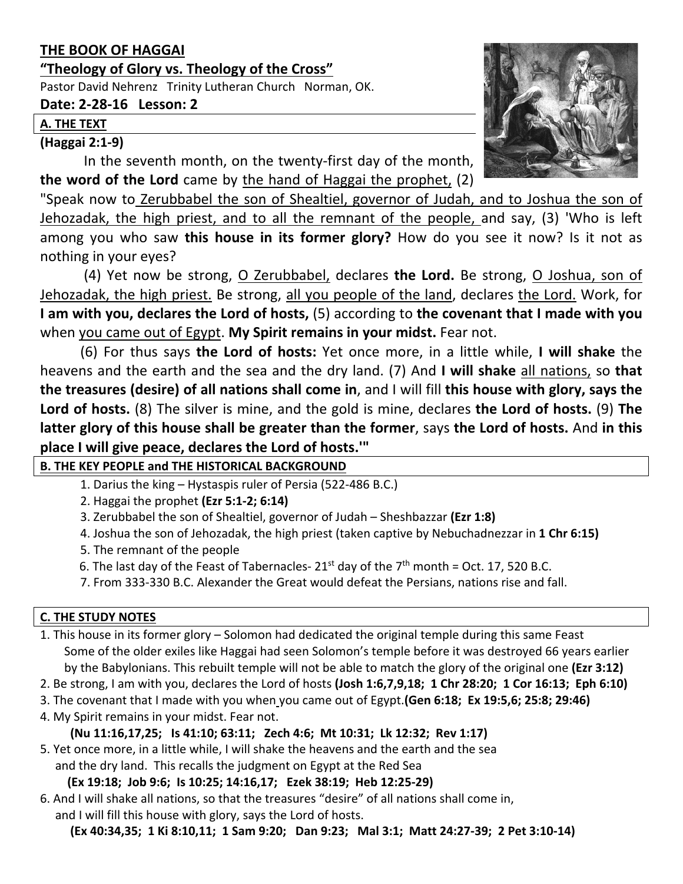**THE BOOK OF HAGGAI**

**"Theology of Glory vs. Theology of the Cross"**

Pastor David Nehrenz Trinity Lutheran Church Norman, OK.

**Date: 2-28-16 Lesson: 2**

**A. THE TEXT**

**(Haggai 2:1-9)**

In the seventh month, on the twenty-first day of the month, **the word of the Lord** came by the hand of Haggai the prophet, (2) "Speak now to Zerubbabel the son of Shealtiel, governor of Judah, and to Joshua the son of Jehozadak, the high priest, and to all the remnant of the people, and say, (3) 'Who is left among you who saw **this house in its former glory?** How do you see it now? Is it not as nothing in your eyes?

(4) Yet now be strong, O Zerubbabel, declares **the Lord.** Be strong, O Joshua, son of Jehozadak, the high priest. Be strong, all you people of the land, declares the Lord. Work, for **I am with you, declares the Lord of hosts,** (5) according to **the covenant that I made with you** when you came out of Egypt. **My Spirit remains in your midst.** Fear not.

(6) For thus says **the Lord of hosts:** Yet once more, in a little while, **I will shake** the heavens and the earth and the sea and the dry land. (7) And **I will shake** all nations, so **that the treasures (desire) of all nations shall come in**, and I will fill **this house with glory, says the Lord of hosts.** (8) The silver is mine, and the gold is mine, declares **the Lord of hosts.** (9) **The latter glory of this house shall be greater than the former**, says **the Lord of hosts.** And **in this place I will give peace, declares the Lord of hosts.'"**

**B. THE KEY PEOPLE and THE HISTORICAL BACKGROUND**

1. Darius the king – Hystaspis ruler of Persia (522-486 B.C.)
2. Haggai the prophet **(Ezr 5:1-2; 6:14)**
3. Zerubbabel the son of Shealtiel, governor of Judah – Sheshbazzar **(Ezr 1:8)**
4. Joshua the son of Jehozadak, the high priest (taken captive by Nebuchadnezzar in **1 Chr 6:15)**
5. The remnant of the people
6. The last day of the Feast of Tabernacles- 21st day of the 7th month = Oct. 17, 520 B.C.
7. From 333-330 B.C. Alexander the Great would defeat the Persians, nations rise and fall.

**C. THE STUDY NOTES**

1. This house in its former glory – Solomon had dedicated the original temple during this same Feast Some of the older exiles like Haggai had seen Solomon's temple before it was destroyed 66 years earlier by the Babylonians. This rebuilt temple will not be able to match the glory of the original one **(Ezr 3:12)**
2. Be strong, I am with you, declares the Lord of hosts **(Josh 1:6,7,9,18; 1 Chr 28:20; 1 Cor 16:13; Eph 6:10)**
3. The covenant that I made with you when you came out of Egypt.**(Gen 6:18; Ex 19:5,6; 25:8; 29:46)**
4. My Spirit remains in your midst. Fear not.
   **(Nu 11:16,17,25; Is 41:10; 63:11; Zech 4:6; Mt 10:31; Lk 12:32; Rev 1:17)**
5. Yet once more, in a little while, I will shake the heavens and the earth and the sea and the dry land. This recalls the judgment on Egypt at the Red Sea
   **(Ex 19:18; Job 9:6; Is 10:25; 14:16,17; Ezek 38:19; Heb 12:25-29)**
6. And I will shake all nations, so that the treasures "desire" of all nations shall come in, and I will fill this house with glory, says the Lord of hosts.
   **(Ex 40:34,35; 1 Ki 8:10,11; 1 Sam 9:20; Dan 9:23; Mal 3:1; Matt 24:27-39; 2 Pet 3:10-14)**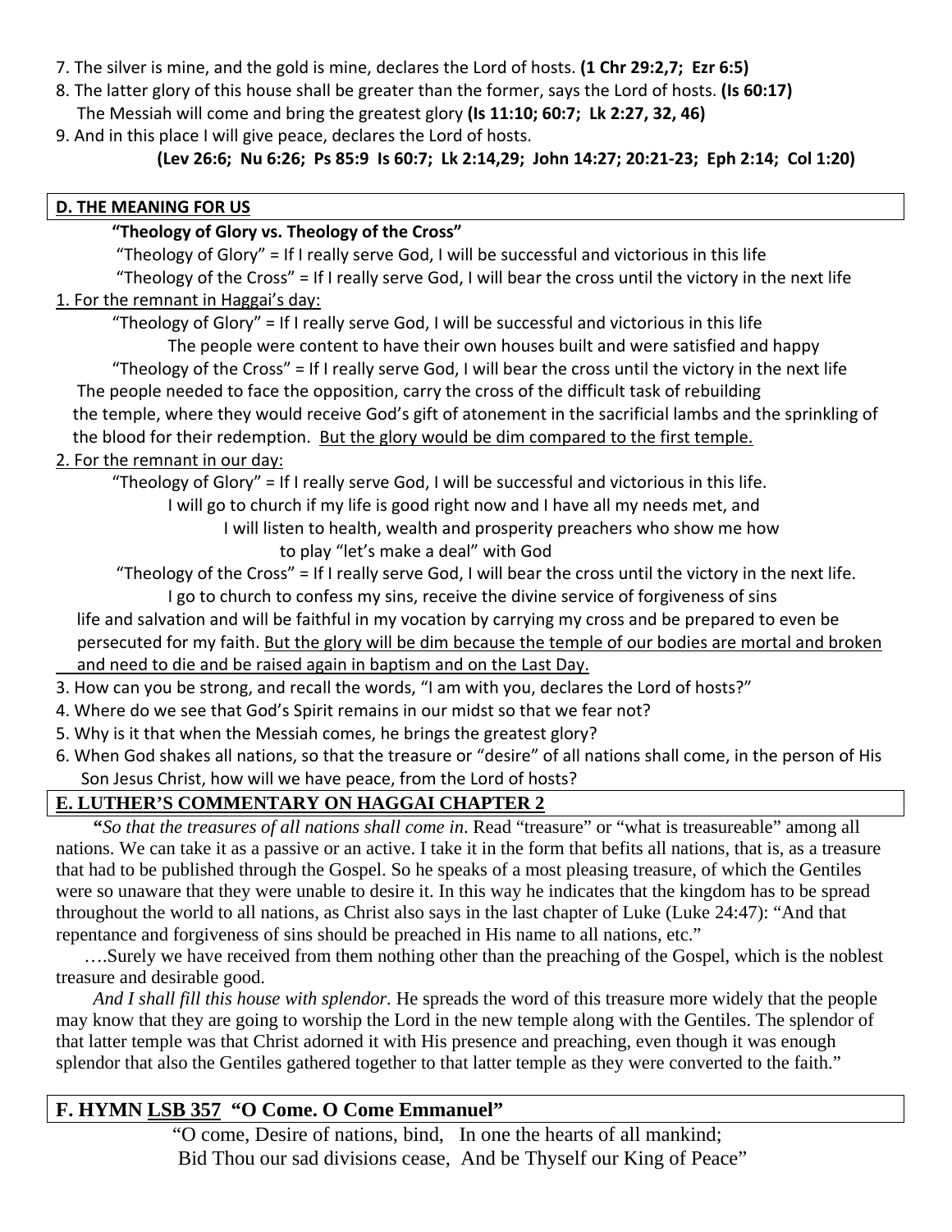7. The silver is mine, and the gold is mine, declares the Lord of hosts. **(1 Chr 29:2,7; Ezr 6:5)**
8. The latter glory of this house shall be greater than the former, says the Lord of hosts. **(Is 60:17)**
   The Messiah will come and bring the greatest glory **(Is 11:10; 60:7; Lk 2:27, 32, 46)**
9. And in this place I will give peace, declares the Lord of hosts.
   **(Lev 26:6; Nu 6:26; Ps 85:9 Is 60:7; Lk 2:14,29; John 14:27; 20:21-23; Eph 2:14; Col 1:20)**

## D. THE MEANING FOR US

**"Theology of Glory vs. Theology of the Cross"**

"Theology of Glory" = If I really serve God, I will be successful and victorious in this life

"Theology of the Cross" = If I really serve God, I will bear the cross until the victory in the next life

1. For the remnant in Haggai's day:

   "Theology of Glory" = If I really serve God, I will be successful and victorious in this life

   The people were content to have their own houses built and were satisfied and happy

   "Theology of the Cross" = If I really serve God, I will bear the cross until the victory in the next life

   The people needed to face the opposition, carry the cross of the difficult task of rebuilding the temple, where they would receive God's gift of atonement in the sacrificial lambs and the sprinkling of the blood for their redemption. <u>But the glory would be dim compared to the first temple.</u>

2. For the remnant in our day:

   "Theology of Glory" = If I really serve God, I will be successful and victorious in this life.

   I will go to church if my life is good right now and I have all my needs met, and

   I will listen to health, wealth and prosperity preachers who show me how to play "let's make a deal" with God

   "Theology of the Cross" = If I really serve God, I will bear the cross until the victory in the next life.

   I go to church to confess my sins, receive the divine service of forgiveness of sins life and salvation and will be faithful in my vocation by carrying my cross and be prepared to even be persecuted for my faith. <u>But the glory will be dim because the temple of our bodies are mortal and broken and need to die and be raised again in baptism and on the Last Day.</u>

3. How can you be strong, and recall the words, "I am with you, declares the Lord of hosts?"
4. Where do we see that God's Spirit remains in our midst so that we fear not?
5. Why is it that when the Messiah comes, he brings the greatest glory?
6. When God shakes all nations, so that the treasure or "desire" of all nations shall come, in the person of His Son Jesus Christ, how will we have peace, from the Lord of hosts?

## E. LUTHER'S COMMENTARY ON HAGGAI CHAPTER 2

"*So that the treasures of all nations shall come in*. Read "treasure" or "what is treasureable" among all nations. We can take it as a passive or an active. I take it in the form that befits all nations, that is, as a treasure that had to be published through the Gospel. So he speaks of a most pleasing treasure, of which the Gentiles were so unaware that they were unable to desire it. In this way he indicates that the kingdom has to be spread throughout the world to all nations, as Christ also says in the last chapter of Luke (Luke 24:47): "And that repentance and forgiveness of sins should be preached in His name to all nations, etc."

….Surely we have received from them nothing other than the preaching of the Gospel, which is the noblest treasure and desirable good.

*And I shall fill this house with splendor.* He spreads the word of this treasure more widely that the people may know that they are going to worship the Lord in the new temple along with the Gentiles. The splendor of that latter temple was that Christ adorned it with His presence and preaching, even though it was enough splendor that also the Gentiles gathered together to that latter temple as they were converted to the faith."

## F. HYMN <u>LSB 357</u> "O Come. O Come Emmanuel"

"O come, Desire of nations, bind, In one the hearts of all mankind;
Bid Thou our sad divisions cease, And be Thyself our King of Peace"